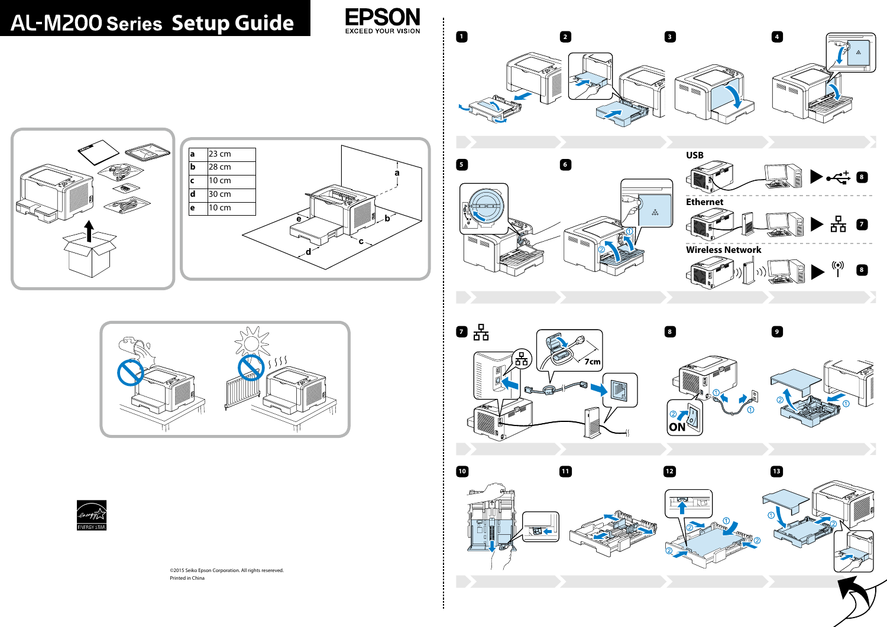# AL-M200 Series Setup Guide

EPSON
EXCEED YOUR VISION

| a | 23 cm |
|---|---|
| b | 28 cm |
| c | 10 cm |
| d | 30 cm |
| e | 10 cm |

USB

Ethernet

Wireless Network

7cm

ON

ENERGY STAR

©2015 Seiko Epson Corporation. All rights resereved.

Printed in China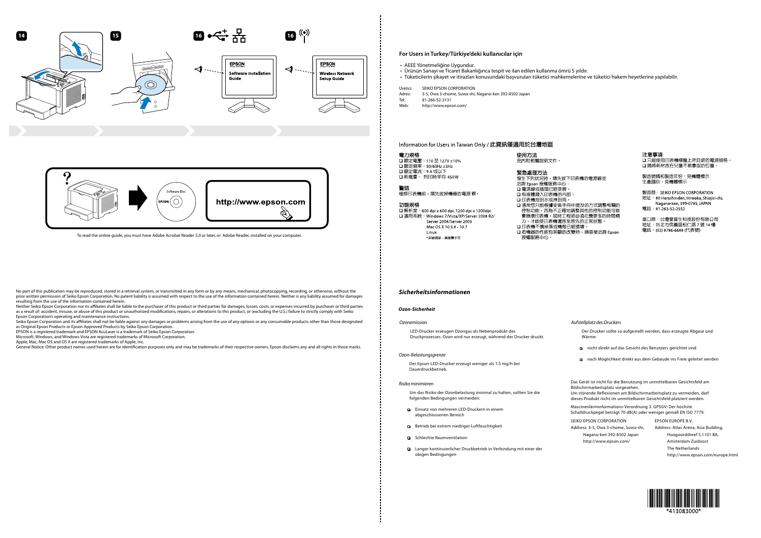14

15

16

16

Software Installation Guide

Wireless Network Setup Guide

Software Disc

http://www.epson.com

To read the online guide, you must have Adobe Acrobat Reader 5.0 or later, or Adobe Reader, installed on your computer.

No part of this publication may be reproduced, stored in a retrieval system, or transmitted in any form or by any means, mechanical, photocopying, recording, or otherwise, without the prior written permission of Seiko Epson Corporation. No patent liability is assumed with respect to the use of the information contained herein. Neither is any liability assumed for damages resulting from the use of the information contained herein.
Neither Seiko Epson Corporation nor its affiliates shall be liable to the purchaser of this product or third parties for damages, losses, costs, or expenses incurred by purchaser or third parties as a result of: accident, misuse, or abuse of this product or unauthorized modifications, repairs, or alterations to this product, or (excluding the U.S.) failure to strictly comply with Seiko Epson Corporation's operating and maintenance instructions.
Seiko Epson Corporation and its affiliates shall not be liable against any damages or problems arising from the use of any options or any consumable products other than those designated as Original Epson Products or Epson Approved Products by Seiko Epson Corporation.
EPSON is a registered trademark and EPSON AcuLaser is a trademark of Seiko Epson Corporation.
Microsoft, Windows, and Windows Vista are registered trademarks of Microsoft Corporation.
Apple, Mac, Mac OS and OS X are registered trademarks of Apple, Inc.
General Notice: Other product names used herein are for identification purposes only and may be trademarks of their respective owners. Epson disclaims any and all rights in those marks.

## For Users in Turkey/Türkiye'deki kullanıcılar için

- AEEE Yönetmeliğine Uygundur.
- Ürünün Sanayi ve Ticaret Bakanlığınca tespit ve ilan edilen kullanma ömrü 5 yıldır.
- Tüketicilerin şikayet ve itirazları konusundaki başvuruları tüketici mahkemelerine ve tüketici hakem heyetlerine yapılabilir.

| | |
|---|---|
| Üretici: | SEIKO EPSON CORPORATION |
| Adres: | 3-5, Owa 3-chome, Suwa-shi, Nagano-ken 392-8502 Japan |
| Tel: | 81-266-52-3131 |
| Web: | http://www.epson.com/ |

## Information for Users in Taiwan Only / 此資訊僅適用於台灣地區

**電力規格**
❑ 額定電壓：110 至 127V ±10%
❑ 額定頻率：50/60Hz ±3Hz
❑ 額定電流：9 A 或以下
❑ 耗電量： 列印時平均 450W

**警語**
檢修印表機前，請先拔掉機器的電源線。

**功能規格**
❑ 解析度：600 dpi x 600 dpi, 1200 dpi x 1200dpi
❑ 適用系統：Windows 7/Vista/XP/Server 2008 R2/ Server 2008/Server 2003
Mac OS X 10.5.8 - 10.7
Linux
*詳細資訊，請參閱手冊

**使用方法**
見內附相關說明文件。

**緊急處理方法**
發生下列狀況時，請先拔下印表機的電源線並洽詢 Epson 授權服務中心：
❑ 電源線或插頭已經受損。
❑ 有液體濺入印表機的內部。
❑ 印表機曾受到水或淋到雨。
❑ 當您只能根據安裝手冊中提及的方式調整相關的控制功能，因為不正確地調整其他的控制功能可能會損壞印表機，屆時工程師必須花費更多的時間精力，才能使印表機還原至原先的正常狀態。
❑ 印表機不慎掉落或機殼已經損壞。
❑ 若機器的性能有明顯的改變時，請直接洽詢 Epson 授權服務中心。

**注意事項**
❑ 只能使用印表機標籤上所註明的電源規格。
❑ 請將耗材放在兒童不易拿取的位置。

製造號碼和製造年份：見機體標示
生產國別：見機體標示

製造商：SEIKO EPSON CORPORATION
地址：80 Harashinden, Hirooka, Shiojiri-shi, Nagano-ken, 399-0785, JAPAN
電話：81-263-52-2552

進口商：台灣愛普生科技股份有限公司
地址：台北市信義區松仁路 7 號 14 樓
電話：(02) 8786-6688 (代表號)

## *Sicherheitsinformationen*

### *Ozon-Sicherheit*

*Ozonemission*

LED-Drucker erzeugen Ozongas als Nebenprodukt des Druckprozesses. Ozon wird nur erzeugt, während der Drucker druckt.

*Ozon-Belastungsgrenze*

Der Epson-LED-Drucker erzeugt weniger als 1.5 mg/h bei Dauerdruckbetrieb.

*Risiko minimieren*

Um das Risiko der Ozonbelastung minimal zu halten, sollten Sie die folgenden Bedingungen vermeiden:

- Einsatz von mehreren LED-Druckern in einem abgeschlossenen Bereich
- Betrieb bei extrem niedriger Luftfeuchtigkeit
- Schlechte Raumventilation
- Langer kontinuierlicher Druckbetrieb in Verbindung mit einer der obigen Bedingungen

*Aufstellplatz des Druckers*

Der Drucker sollte so aufgestellt werden, dass erzeugte Abgase und Wärme:

- nicht direkt auf das Gesicht des Benutzers gerichtet sind
- nach Möglichkeit direkt aus dem Gebäude ins Freie geleitet werden

Das Gerät ist nicht für die Benutzung im unmittelbaren Gesichtsfeld am Bildschirmarbeitsplatz vorgesehen.
Um störende Reflexionen am Bildschirmarbeitsplatz zu vermeiden, darf dieses Produkt nicht im unmittelbaren Gesichtsfeld platziert werden.

Mascinenlärminformations-Verordnung 3. GPSGV: Der höchste Schalldruckpegel beträgt 70 dB(A) oder weniger gemäß EN ISO 7779.

SEIKO EPSON CORPORATION
Address: 3-5, Owa 3-chome, Suwa-shi, Nagano-ken 392-8502 Japan
http://www.epson.com/

EPSON EUROPE B.V.
Address: Atlas Arena, Asia Building, Hoogoorddreef 5,1101 BA, Amsterdam Zuidoost
The Netherlands
http://www.epson.com/europe.html

*413083000*